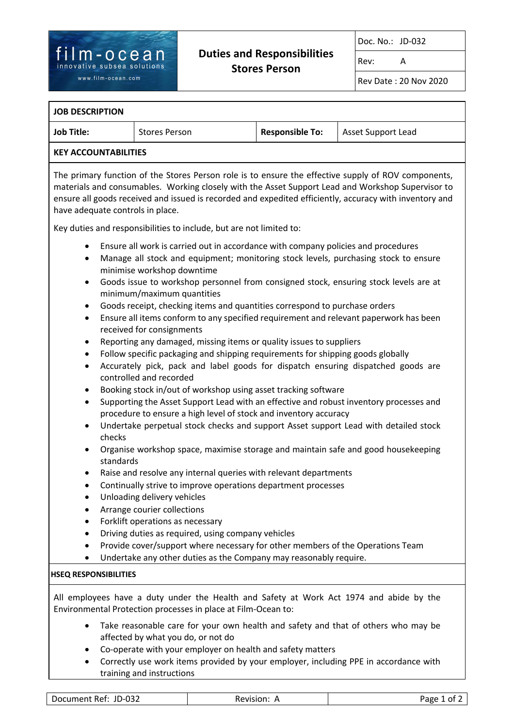| film-ocean innovative subsea solutions www.film-ocean.com | Duties and Responsibilities Stores Person | Doc. No.: JD-032 |
|---|---|---|
| | | Rev: A |
| | | Rev Date : 20 Nov 2020 |

## JOB DESCRIPTION

| Job Title: | Stores Person | Responsible To: | Asset Support Lead |
|---|---|---|---|

## KEY ACCOUNTABILITIES

The primary function of the Stores Person role is to ensure the effective supply of ROV components, materials and consumables. Working closely with the Asset Support Lead and Workshop Supervisor to ensure all goods received and issued is recorded and expedited efficiently, accuracy with inventory and have adequate controls in place.

Key duties and responsibilities to include, but are not limited to:

- Ensure all work is carried out in accordance with company policies and procedures
- Manage all stock and equipment; monitoring stock levels, purchasing stock to ensure minimise workshop downtime
- Goods issue to workshop personnel from consigned stock, ensuring stock levels are at minimum/maximum quantities
- Goods receipt, checking items and quantities correspond to purchase orders
- Ensure all items conform to any specified requirement and relevant paperwork has been received for consignments
- Reporting any damaged, missing items or quality issues to suppliers
- Follow specific packaging and shipping requirements for shipping goods globally
- Accurately pick, pack and label goods for dispatch ensuring dispatched goods are controlled and recorded
- Booking stock in/out of workshop using asset tracking software
- Supporting the Asset Support Lead with an effective and robust inventory processes and procedure to ensure a high level of stock and inventory accuracy
- Undertake perpetual stock checks and support Asset support Lead with detailed stock checks
- Organise workshop space, maximise storage and maintain safe and good housekeeping standards
- Raise and resolve any internal queries with relevant departments
- Continually strive to improve operations department processes
- Unloading delivery vehicles
- Arrange courier collections
- Forklift operations as necessary
- Driving duties as required, using company vehicles
- Provide cover/support where necessary for other members of the Operations Team
- Undertake any other duties as the Company may reasonably require.

## HSEQ RESPONSIBILITIES

All employees have a duty under the Health and Safety at Work Act 1974 and abide by the Environmental Protection processes in place at Film-Ocean to:

- Take reasonable care for your own health and safety and that of others who may be affected by what you do, or not do
- Co-operate with your employer on health and safety matters
- Correctly use work items provided by your employer, including PPE in accordance with training and instructions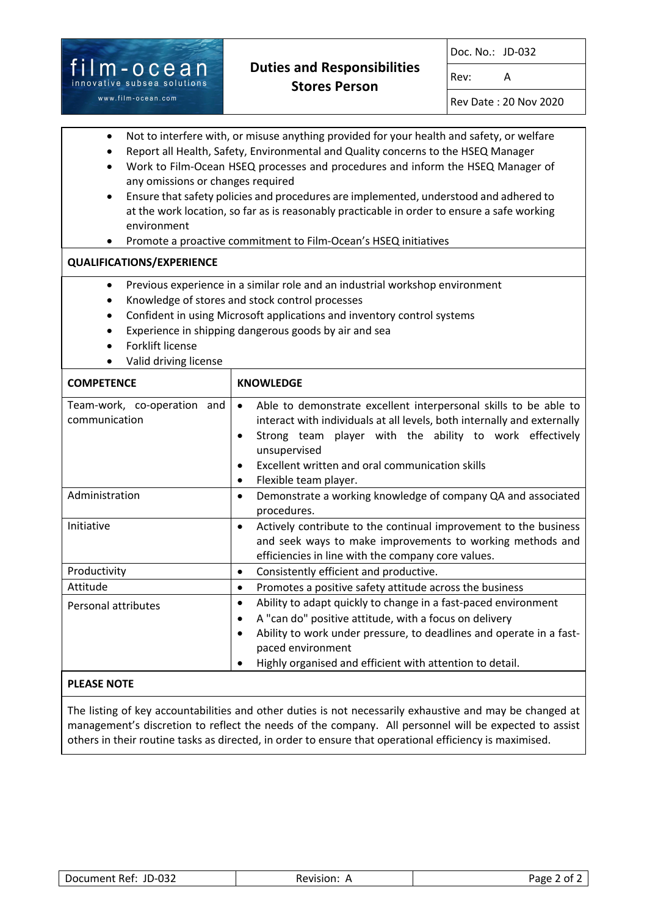- Not to interfere with, or misuse anything provided for your health and safety, or welfare
- Report all Health, Safety, Environmental and Quality concerns to the HSEQ Manager
- Work to Film-Ocean HSEQ processes and procedures and inform the HSEQ Manager of any omissions or changes required
- Ensure that safety policies and procedures are implemented, understood and adhered to at the work location, so far as is reasonably practicable in order to ensure a safe working environment
- Promote a proactive commitment to Film-Ocean's HSEQ initiatives

**QUALIFICATIONS/EXPERIENCE**

- Previous experience in a similar role and an industrial workshop environment
- Knowledge of stores and stock control processes
- Confident in using Microsoft applications and inventory control systems
- Experience in shipping dangerous goods by air and sea
- Forklift license
- Valid driving license

| COMPETENCE | KNOWLEDGE |
|---|---|
| Team-work, co-operation and communication | • Able to demonstrate excellent interpersonal skills to be able to interact with individuals at all levels, both internally and externally<br>• Strong team player with the ability to work effectively unsupervised<br>• Excellent written and oral communication skills<br>• Flexible team player. |
| Administration | • Demonstrate a working knowledge of company QA and associated procedures. |
| Initiative | • Actively contribute to the continual improvement to the business and seek ways to make improvements to working methods and efficiencies in line with the company core values. |
| Productivity | • Consistently efficient and productive. |
| Attitude | • Promotes a positive safety attitude across the business |
| Personal attributes | • Ability to adapt quickly to change in a fast-paced environment<br>• A "can do" positive attitude, with a focus on delivery<br>• Ability to work under pressure, to deadlines and operate in a fast-paced environment<br>• Highly organised and efficient with attention to detail. |

**PLEASE NOTE**

The listing of key accountabilities and other duties is not necessarily exhaustive and may be changed at management's discretion to reflect the needs of the company. All personnel will be expected to assist others in their routine tasks as directed, in order to ensure that operational efficiency is maximised.